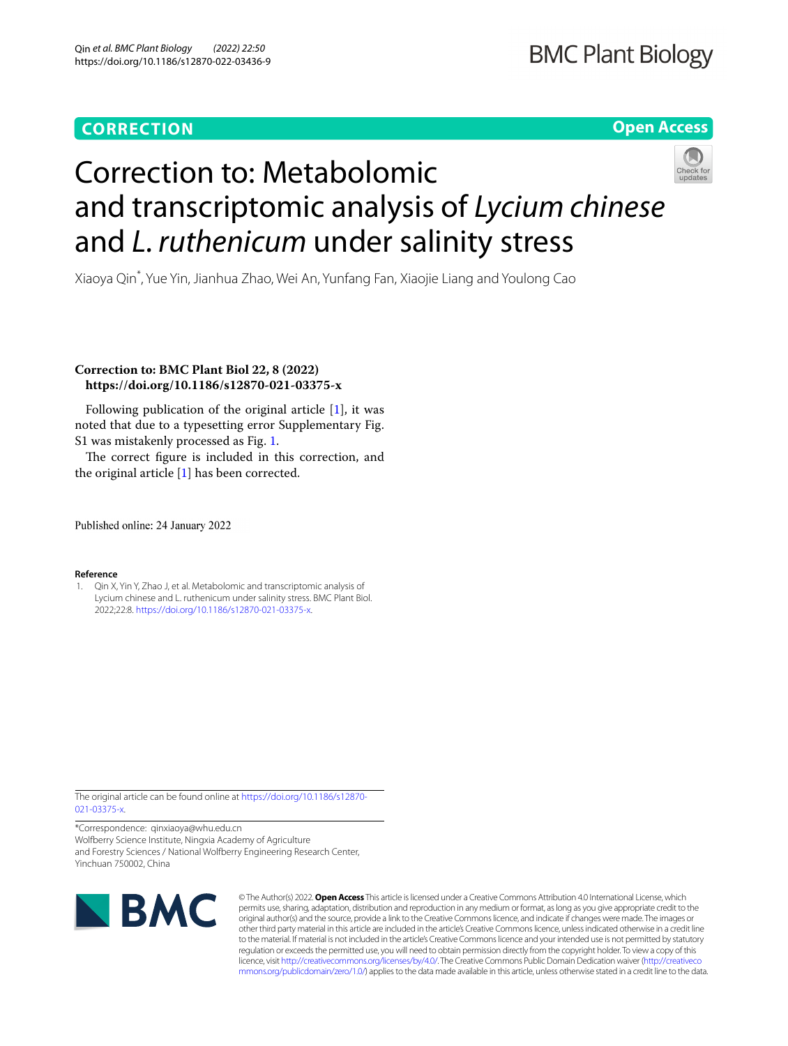## CORRECTION

**Open Access**

# Correction to: Metabolomic and transcriptomic analysis of *Lycium chinese* and *L. ruthenicum* under salinity stress

Xiaoya Qin*, Yue Yin, Jianhua Zhao, Wei An, Yunfang Fan, Xiaojie Liang and Youlong Cao

**Correction to: BMC Plant Biol 22, 8 (2022) https://doi.org/10.1186/s12870-021-03375-x**

Following publication of the original article [1], it was noted that due to a typesetting error Supplementary Fig. S1 was mistakenly processed as Fig. 1.

The correct figure is included in this correction, and the original article [1] has been corrected.

Published online: 24 January 2022

**Reference**

1. Qin X, Yin Y, Zhao J, et al. Metabolomic and transcriptomic analysis of Lycium chinese and L. ruthenicum under salinity stress. BMC Plant Biol. 2022;22:8. https://doi.org/10.1186/s12870-021-03375-x.

The original article can be found online at https://doi.org/10.1186/s12870-021-03375-x.

*Correspondence: qinxiaoya@whu.edu.cn
Wolfberry Science Institute, Ningxia Academy of Agriculture and Forestry Sciences / National Wolfberry Engineering Research Center, Yinchuan 750002, China

© The Author(s) 2022. **Open Access** This article is licensed under a Creative Commons Attribution 4.0 International License, which permits use, sharing, adaptation, distribution and reproduction in any medium or format, as long as you give appropriate credit to the original author(s) and the source, provide a link to the Creative Commons licence, and indicate if changes were made. The images or other third party material in this article are included in the article's Creative Commons licence, unless indicated otherwise in a credit line to the material. If material is not included in the article's Creative Commons licence and your intended use is not permitted by statutory regulation or exceeds the permitted use, you will need to obtain permission directly from the copyright holder. To view a copy of this licence, visit http://creativecommons.org/licenses/by/4.0/. The Creative Commons Public Domain Dedication waiver (http://creativecommons.org/publicdomain/zero/1.0/) applies to the data made available in this article, unless otherwise stated in a credit line to the data.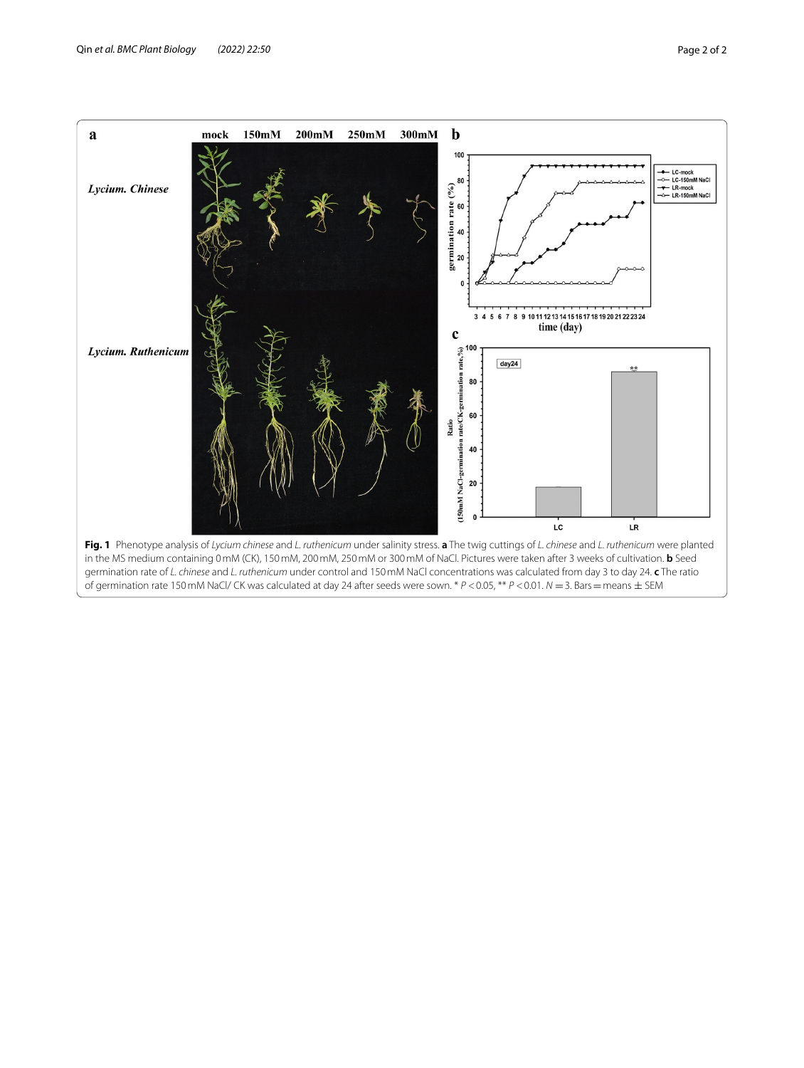a

mock 150mM 200mM 250mM 300mM

*Lycium. Chinese*

*Lycium. Ruthenicum*

b

germination rate (%)

100
80
60
40
20
0

3 4 5 6 7 8 9 10 11 12 13 14 15 16 17 18 19 20 21 22 23 24

time (day)

LC-mock
LC-150mM NaCl
LR-mock
LR-150mM NaCl

c

Ratio (150mM NaCl-germination rate/CK-germination rate,%)

day24

100
80
60
40
20
0

**

LC LR

**Fig. 1** Phenotype analysis of *Lycium chinese* and *L. ruthenicum* under salinity stress. **a** The twig cuttings of *L. chinese* and *L. ruthenicum* were planted in the MS medium containing 0 mM (CK), 150 mM, 200 mM, 250 mM or 300 mM of NaCl. Pictures were taken after 3 weeks of cultivation. **b** Seed germination rate of *L. chinese* and *L. ruthenicum* under control and 150 mM NaCl concentrations was calculated from day 3 to day 24. **c** The ratio of germination rate 150 mM NaCl/ CK was calculated at day 24 after seeds were sown. * $P < 0.05$, ** $P < 0.01$. $N = 3$. Bars = means ± SEM